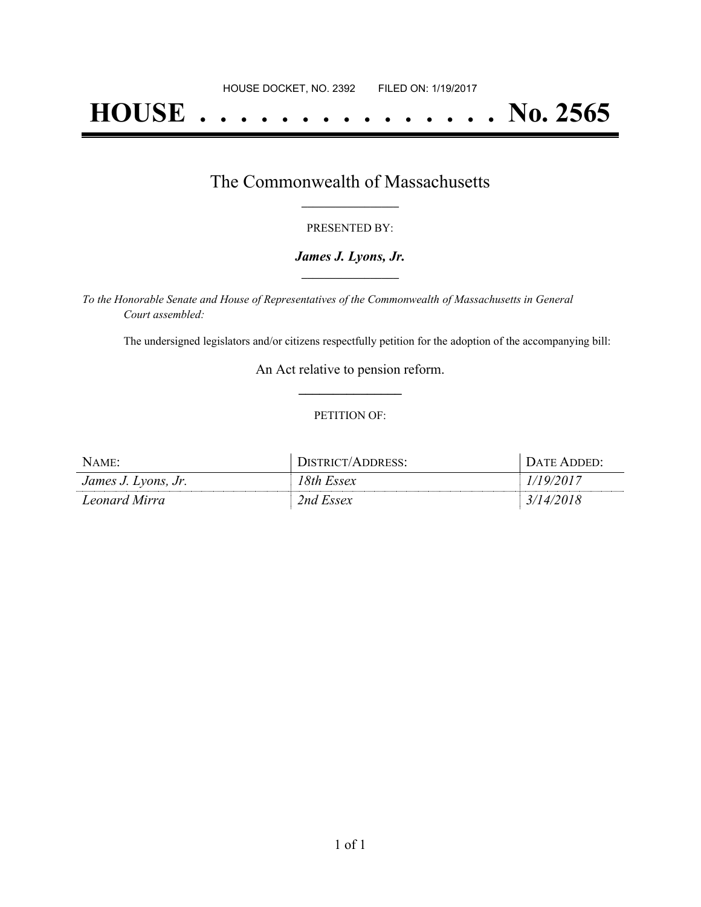HOUSE DOCKET, NO. 2392 FILED ON: 1/19/2017

# HOUSE . . . . . . . . . . . . . . . No. 2565

## The Commonwealth of Massachusetts

PRESENTED BY:

***James J. Lyons, Jr.***

*To the Honorable Senate and House of Representatives of the Commonwealth of Massachusetts in General Court assembled:*

The undersigned legislators and/or citizens respectfully petition for the adoption of the accompanying bill:

An Act relative to pension reform.

PETITION OF:

| NAME: | DISTRICT/ADDRESS: | DATE ADDED: |
|---|---|---|
| *James J. Lyons, Jr.* | *18th Essex* | *1/19/2017* |
| *Leonard Mirra* | *2nd Essex* | *3/14/2018* |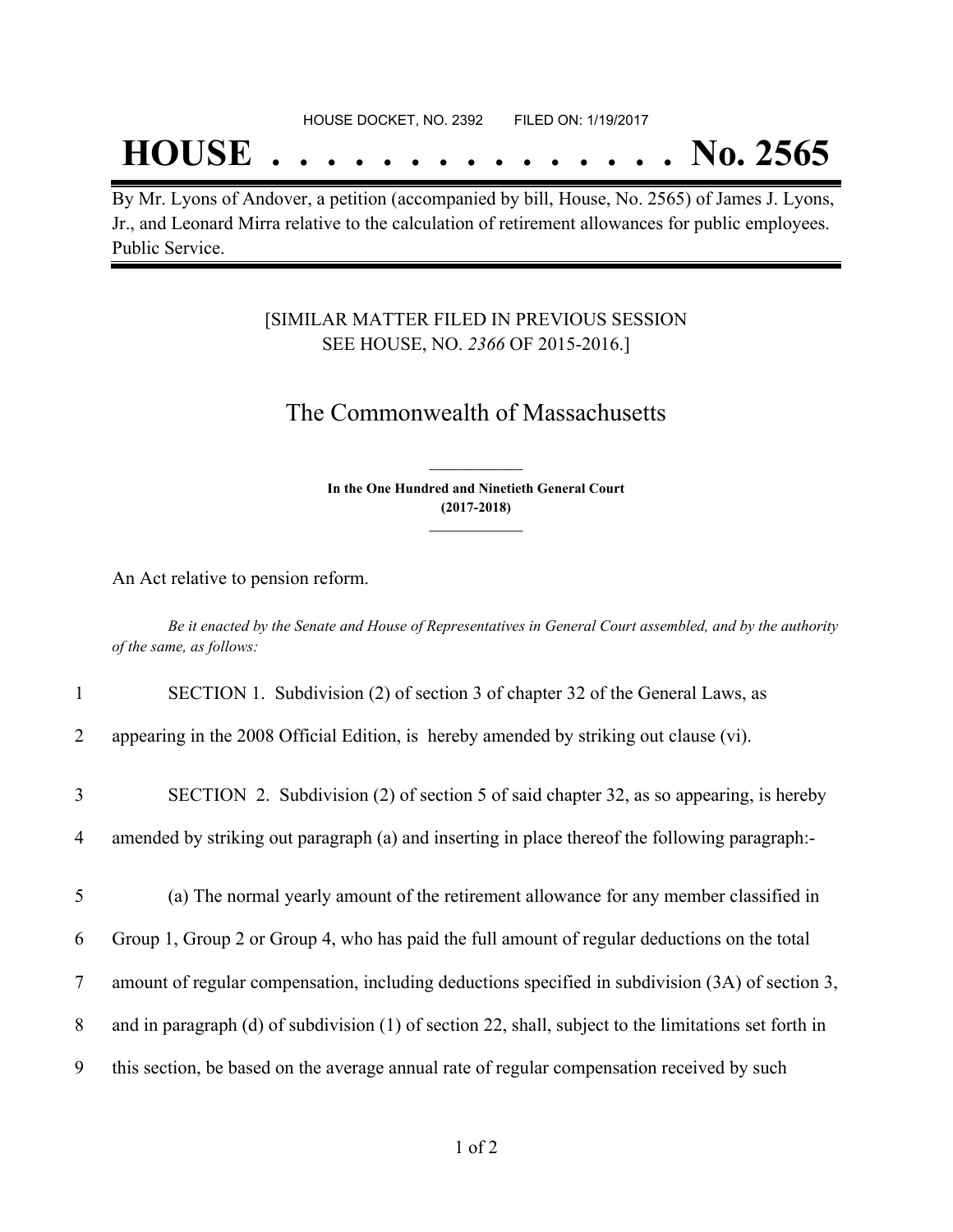HOUSE DOCKET, NO. 2392 FILED ON: 1/19/2017

# HOUSE . . . . . . . . . . . . . . . No. 2565

By Mr. Lyons of Andover, a petition (accompanied by bill, House, No. 2565) of James J. Lyons, Jr., and Leonard Mirra relative to the calculation of retirement allowances for public employees. Public Service.

[SIMILAR MATTER FILED IN PREVIOUS SESSION SEE HOUSE, NO. *2366* OF 2015-2016.]

## The Commonwealth of Massachusetts

**In the One Hundred and Ninetieth General Court (2017-2018)**

An Act relative to pension reform.

*Be it enacted by the Senate and House of Representatives in General Court assembled, and by the authority of the same, as follows:*

1 SECTION 1. Subdivision (2) of section 3 of chapter 32 of the General Laws, as
2 appearing in the 2008 Official Edition, is hereby amended by striking out clause (vi).

3 SECTION 2. Subdivision (2) of section 5 of said chapter 32, as so appearing, is hereby
4 amended by striking out paragraph (a) and inserting in place thereof the following paragraph:-

5 (a) The normal yearly amount of the retirement allowance for any member classified in
6 Group 1, Group 2 or Group 4, who has paid the full amount of regular deductions on the total
7 amount of regular compensation, including deductions specified in subdivision (3A) of section 3,
8 and in paragraph (d) of subdivision (1) of section 22, shall, subject to the limitations set forth in
9 this section, be based on the average annual rate of regular compensation received by such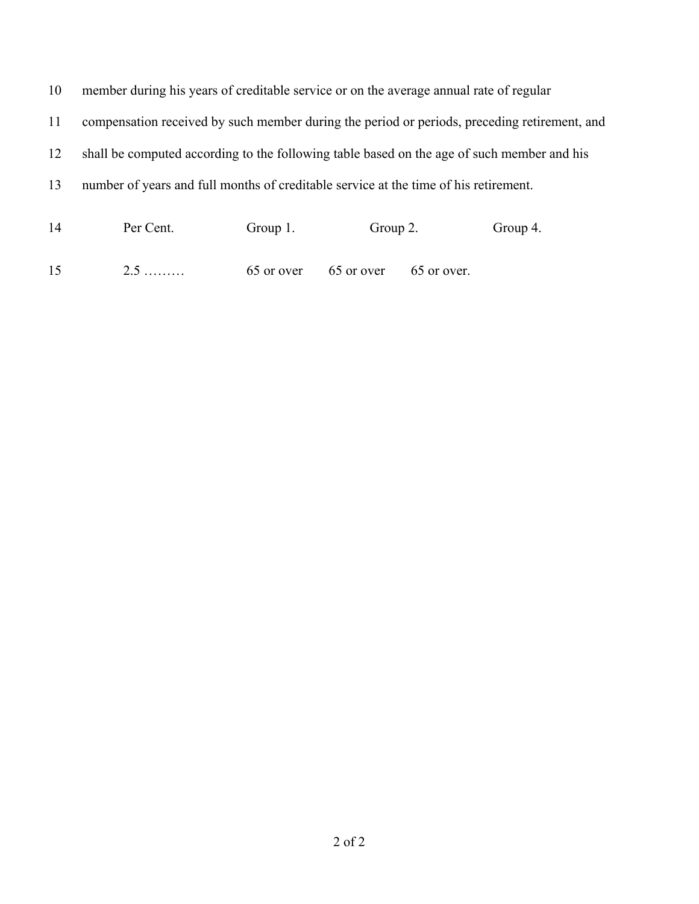member during his years of creditable service or on the average annual rate of regular compensation received by such member during the period or periods, preceding retirement, and shall be computed according to the following table based on the age of such member and his number of years and full months of creditable service at the time of his retirement.

| Per Cent. | Group 1. | Group 2. | Group 4. |
|---|---|---|---|
| 2.5 ……… | 65 or over | 65 or over | 65 or over. |